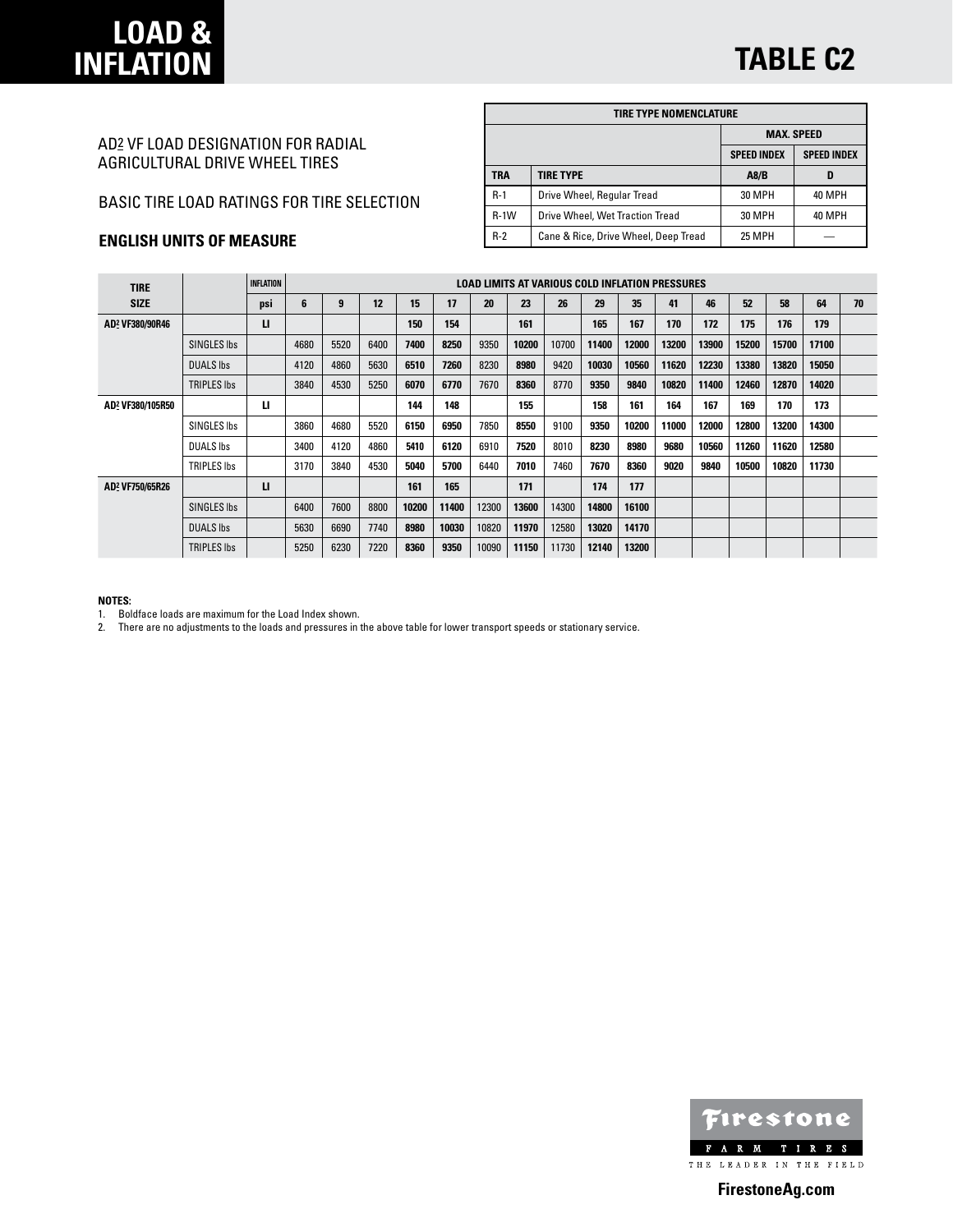# LOAD & INFLATION

# TABLE C2

AD2 VF LOAD DESIGNATION FOR RADIAL AGRICULTURAL DRIVE WHEEL TIRES

BASIC TIRE LOAD RATINGS FOR TIRE SELECTION

**ENGLISH UNITS OF MEASURE**

| TIRE TYPE NOMENCLATURE | | | |
|---|---|---|---|
| | | MAX. SPEED | |
| | | SPEED INDEX | SPEED INDEX |
| TRA | TIRE TYPE | A8/B | D |
| R-1 | Drive Wheel, Regular Tread | 30 MPH | 40 MPH |
| R-1W | Drive Wheel, Wet Traction Tread | 30 MPH | 40 MPH |
| R-2 | Cane & Rice, Drive Wheel, Deep Tread | 25 MPH | — |

| TIRE SIZE | | INFLATION psi | 6 | 9 | 12 | 15 | 17 | 20 | 23 | 26 | 29 | 35 | 41 | 46 | 52 | 58 | 64 | 70 |
|---|---|---|---|---|---|---|---|---|---|---|---|---|---|---|---|---|---|---|
| AD2 VF380/90R46 | | LI | | | | 150 | 154 | | 161 | | 165 | 167 | 170 | 172 | 175 | 176 | 179 | |
| | SINGLES lbs | | 4680 | 5520 | 6400 | **7400** | **8250** | 9350 | **10200** | 10700 | **11400** | **12000** | **13200** | **13900** | **15200** | **15700** | **17100** | |
| | DUALS lbs | | 4120 | 4860 | 5630 | **6510** | **7260** | 8230 | **8980** | 9420 | **10030** | **10560** | **11620** | **12230** | **13380** | **13820** | **15050** | |
| | TRIPLES lbs | | 3840 | 4530 | 5250 | **6070** | **6770** | 7670 | **8360** | 8770 | **9350** | **9840** | **10820** | **11400** | **12460** | **12870** | **14020** | |
| AD2 VF380/105R50 | | LI | | | | 144 | 148 | | 155 | | 158 | 161 | 164 | 167 | 169 | 170 | 173 | |
| | SINGLES lbs | | 3860 | 4680 | 5520 | **6150** | **6950** | 7850 | **8550** | 9100 | **9350** | **10200** | **11000** | **12000** | **12800** | **13200** | **14300** | |
| | DUALS lbs | | 3400 | 4120 | 4860 | **5410** | **6120** | 6910 | **7520** | 8010 | **8230** | **8980** | **9680** | **10560** | **11260** | **11620** | **12580** | |
| | TRIPLES lbs | | 3170 | 3840 | 4530 | **5040** | **5700** | 6440 | **7010** | 7460 | **7670** | **8360** | **9020** | **9840** | **10500** | **10820** | **11730** | |
| AD2 VF750/65R26 | | LI | | | | 161 | 165 | | 171 | | 174 | 177 | | | | | | |
| | SINGLES lbs | | 6400 | 7600 | 8800 | **10200** | **11400** | 12300 | **13600** | 14300 | **14800** | **16100** | | | | | | |
| | DUALS lbs | | 5630 | 6690 | 7740 | **8980** | **10030** | 10820 | **11970** | 12580 | **13020** | **14170** | | | | | | |
| | TRIPLES lbs | | 5250 | 6230 | 7220 | **8360** | **9350** | 10090 | **11150** | 11730 | **12140** | **13200** | | | | | | |

**NOTES:**

1. Boldface loads are maximum for the Load Index shown.
2. There are no adjustments to the loads and pressures in the above table for lower transport speeds or stationary service.

Firestone FARM TIRES THE LEADER IN THE FIELD

**FirestoneAg.com**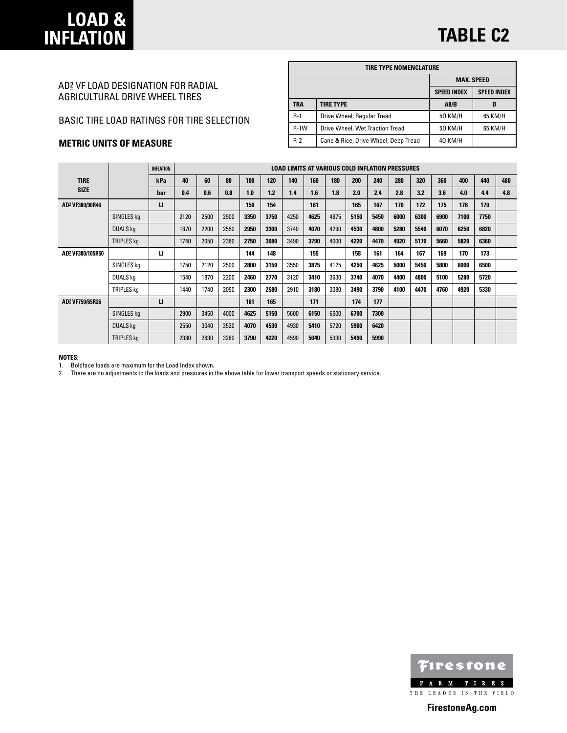# LOAD & INFLATION

# TABLE C2

AD2 VF LOAD DESIGNATION FOR RADIAL AGRICULTURAL DRIVE WHEEL TIRES

BASIC TIRE LOAD RATINGS FOR TIRE SELECTION

**METRIC UNITS OF MEASURE**

| TIRE TYPE NOMENCLATURE | | | |
|---|---|---|---|
| | | **MAX. SPEED** | |
| | | **SPEED INDEX** | **SPEED INDEX** |
| **TRA** | **TIRE TYPE** | **A8/B** | **D** |
| R-1 | Drive Wheel, Regular Tread | 50 KM/H | 65 KM/H |
| R-1W | Drive Wheel, Wet Traction Tread | 50 KM/H | 65 KM/H |
| R-2 | Cane & Rice, Drive Wheel, Deep Tread | 40 KM/H | — |

| TIRE SIZE | | INFLATION | LOAD LIMITS AT VARIOUS COLD INFLATION PRESSURES | | | | | | | | | | | | | | | | |
|---|---|---|---|---|---|---|---|---|---|---|---|---|---|---|---|---|---|---|---|
| | | kPa | 40 | 60 | 80 | 100 | 120 | 140 | 160 | 180 | 200 | 240 | 280 | 320 | 360 | 400 | 440 | 480 |
| | | bar | 0.4 | 0.6 | 0.8 | 1.0 | 1.2 | 1.4 | 1.6 | 1.8 | 2.0 | 2.4 | 2.8 | 3.2 | 3.6 | 4.0 | 4.4 | 4.8 |
| **AD2 VF380/90R46** | | LI | | | | 150 | 154 | | 161 | | 165 | 167 | 170 | 172 | 175 | 176 | 179 | |
| | SINGLES kg | | 2120 | 2500 | 2900 | **3350** | **3750** | 4250 | **4625** | 4875 | **5150** | **5450** | **6000** | **6300** | **6900** | **7100** | **7750** | |
| | DUALS kg | | 1870 | 2200 | 2550 | **2950** | **3300** | 3740 | **4070** | 4290 | **4530** | **4800** | **5280** | **5540** | **6070** | **6250** | **6820** | |
| | TRIPLES kg | | 1740 | 2050 | 2380 | **2750** | **3080** | 3490 | **3790** | 4000 | **4220** | **4470** | **4920** | **5170** | **5660** | **5820** | **6360** | |
| **AD2 VF380/105R50** | | LI | | | | 144 | 148 | | 155 | | 158 | 161 | 164 | 167 | 169 | 170 | 173 | |
| | SINGLES kg | | 1750 | 2120 | 2500 | **2800** | **3150** | 3550 | **3875** | 4125 | **4250** | **4625** | **5000** | **5450** | **5800** | **6000** | **6500** | |
| | DUALS kg | | 1540 | 1870 | 2200 | **2460** | **2770** | 3120 | **3410** | 3630 | **3740** | **4070** | **4400** | **4800** | **5100** | **5280** | **5720** | |
| | TRIPLES kg | | 1440 | 1740 | 2050 | **2300** | **2580** | 2910 | **3180** | 3380 | **3490** | **3790** | **4100** | **4470** | **4760** | **4920** | **5330** | |
| **AD2 VF750/65R26** | | LI | | | | 161 | 165 | | 171 | | 174 | 177 | | | | | | |
| | SINGLES kg | | 2900 | 3450 | 4000 | **4625** | **5150** | 5600 | **6150** | 6500 | **6700** | **7300** | | | | | | |
| | DUALS kg | | 2550 | 3040 | 3520 | **4070** | **4530** | 4930 | **5410** | 5720 | **5900** | **6420** | | | | | | |
| | TRIPLES kg | | 2380 | 2830 | 3280 | **3790** | **4220** | 4590 | **5040** | 5330 | **5490** | **5990** | | | | | | |

**NOTES:**

1. Boldface loads are maximum for the Load Index shown.
2. There are no adjustments to the loads and pressures in the above table for lower transport speeds or stationary service.

Firestone FARM TIRES THE LEADER IN THE FIELD

FirestoneAg.com